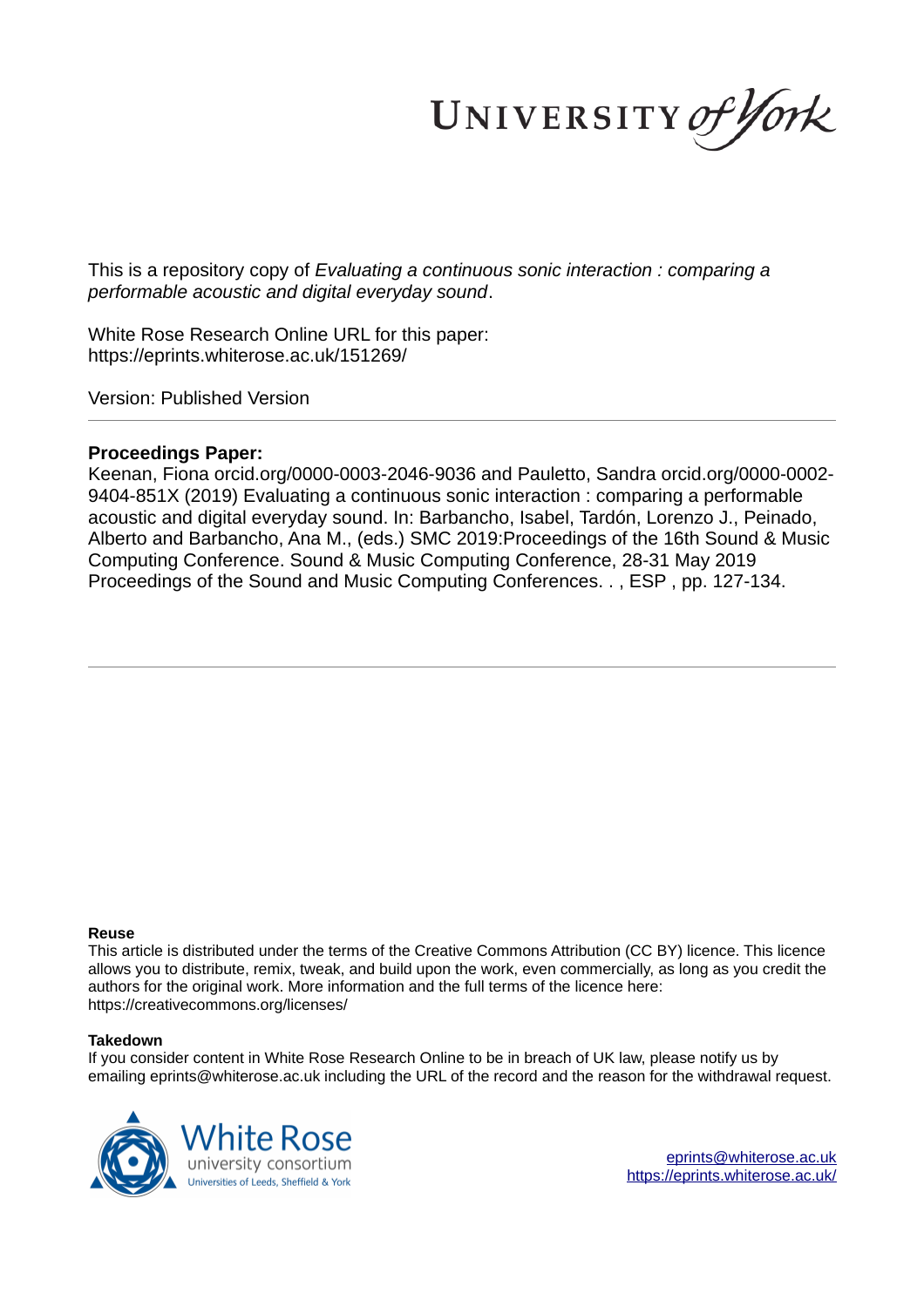UNIVERSITY of York

This is a repository copy of *Evaluating a continuous sonic interaction : comparing a performable acoustic and digital everyday sound*.

White Rose Research Online URL for this paper:
https://eprints.whiterose.ac.uk/151269/

Version: Published Version

**Proceedings Paper:**

Keenan, Fiona orcid.org/0000-0003-2046-9036 and Pauletto, Sandra orcid.org/0000-0002-9404-851X (2019) Evaluating a continuous sonic interaction : comparing a performable acoustic and digital everyday sound. In: Barbancho, Isabel, Tardón, Lorenzo J., Peinado, Alberto and Barbancho, Ana M., (eds.) SMC 2019:Proceedings of the 16th Sound & Music Computing Conference. Sound & Music Computing Conference, 28-31 May 2019 Proceedings of the Sound and Music Computing Conferences. . , ESP , pp. 127-134.

**Reuse**

This article is distributed under the terms of the Creative Commons Attribution (CC BY) licence. This licence allows you to distribute, remix, tweak, and build upon the work, even commercially, as long as you credit the authors for the original work. More information and the full terms of the licence here:
https://creativecommons.org/licenses/

**Takedown**

If you consider content in White Rose Research Online to be in breach of UK law, please notify us by emailing eprints@whiterose.ac.uk including the URL of the record and the reason for the withdrawal request.

White Rose
university consortium
Universities of Leeds, Sheffield & York

eprints@whiterose.ac.uk
https://eprints.whiterose.ac.uk/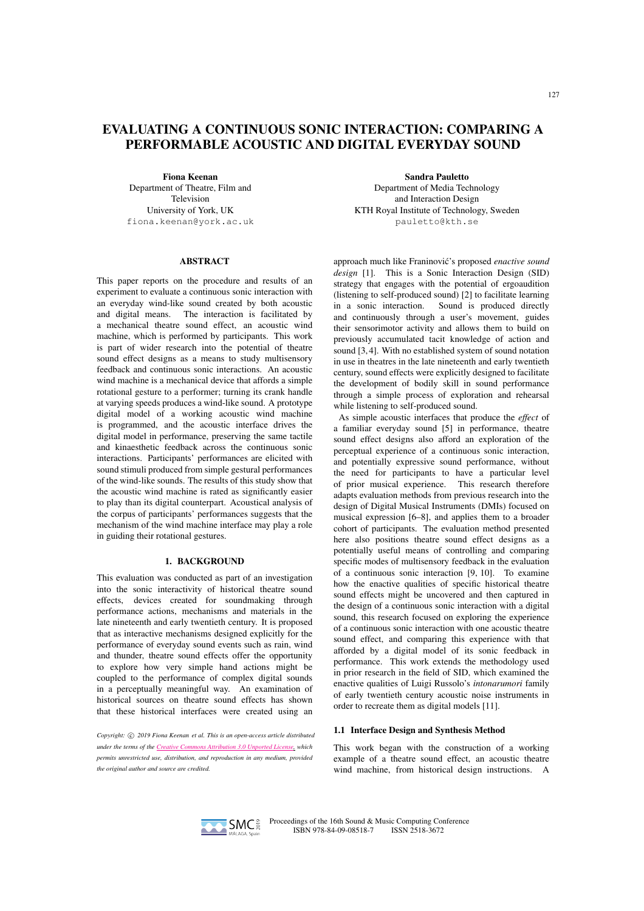# EVALUATING A CONTINUOUS SONIC INTERACTION: COMPARING A PERFORMABLE ACOUSTIC AND DIGITAL EVERYDAY SOUND

**Fiona Keenan**
Department of Theatre, Film and Television
University of York, UK
fiona.keenan@york.ac.uk

**Sandra Pauletto**
Department of Media Technology and Interaction Design
KTH Royal Institute of Technology, Sweden
pauletto@kth.se

## ABSTRACT

This paper reports on the procedure and results of an experiment to evaluate a continuous sonic interaction with an everyday wind-like sound created by both acoustic and digital means. The interaction is facilitated by a mechanical theatre sound effect, an acoustic wind machine, which is performed by participants. This work is part of wider research into the potential of theatre sound effect designs as a means to study multisensory feedback and continuous sonic interactions. An acoustic wind machine is a mechanical device that affords a simple rotational gesture to a performer; turning its crank handle at varying speeds produces a wind-like sound. A prototype digital model of a working acoustic wind machine is programmed, and the acoustic interface drives the digital model in performance, preserving the same tactile and kinaesthetic feedback across the continuous sonic interactions. Participants' performances are elicited with sound stimuli produced from simple gestural performances of the wind-like sounds. The results of this study show that the acoustic wind machine is rated as significantly easier to play than its digital counterpart. Acoustical analysis of the corpus of participants' performances suggests that the mechanism of the wind machine interface may play a role in guiding their rotational gestures.

## 1. BACKGROUND

This evaluation was conducted as part of an investigation into the sonic interactivity of historical theatre sound effects, devices created for soundmaking performance actions, mechanisms and materials in the late nineteenth and early twentieth century. It is proposed that as interactive mechanisms designed explicitly for the performance of everyday sound events such as rain, wind and thunder, theatre sound effects offer the opportunity to explore how very simple hand actions might be coupled to the performance of complex digital sounds in a perceptually meaningful way. An examination of historical sources on theatre sound effects has shown that these historical interfaces were created using an approach much like Franinović's proposed *enactive sound design* [1]. This is a Sonic Interaction Design (SID) strategy that engages with the potential of ergoaudition (listening to self-produced sound) [2] to facilitate learning in a sonic interaction. Sound is produced directly and continuously through a user's movement, guides their sensorimotor activity and allows them to build on previously accumulated tacit knowledge of action and sound [3, 4]. With no established system of sound notation in use in theatres in the late nineteenth and early twentieth century, sound effects were explicitly designed to facilitate the development of bodily skill in sound performance through a simple process of exploration and rehearsal while listening to self-produced sound.

As simple acoustic interfaces that produce the *effect* of a familiar everyday sound [5] in performance, theatre sound effect designs also afford an exploration of the perceptual experience of a continuous sonic interaction, and potentially expressive sound performance, without the need for participants to have a particular level of prior musical experience. This research therefore adapts evaluation methods from previous research into the design of Digital Musical Instruments (DMIs) focused on musical expression [6–8], and applies them to a broader cohort of participants. The evaluation method presented here also positions theatre sound effect designs as a potentially useful means of controlling and comparing specific modes of multisensory feedback in the evaluation of a continuous sonic interaction [9, 10]. To examine how the enactive qualities of specific historical theatre sound effects might be uncovered and then captured in the design of a continuous sonic interaction with a digital sound, this research focused on exploring the experience of a continuous sonic interaction with one acoustic theatre sound effect, and comparing this experience with that afforded by a digital model of its sonic feedback in performance. This work extends the methodology used in prior research in the field of SID, which examined the enactive qualities of Luigi Russolo's *intonarumori* family of early twentieth century acoustic noise instruments in order to recreate them as digital models [11].

### 1.1 Interface Design and Synthesis Method

This work began with the construction of a working example of a theatre sound effect, an acoustic theatre wind machine, from historical design instructions. A

Copyright: © 2019 Fiona Keenan et al. This is an open-access article distributed under the terms of the Creative Commons Attribution 3.0 Unported License, which permits unrestricted use, distribution, and reproduction in any medium, provided the original author and source are credited.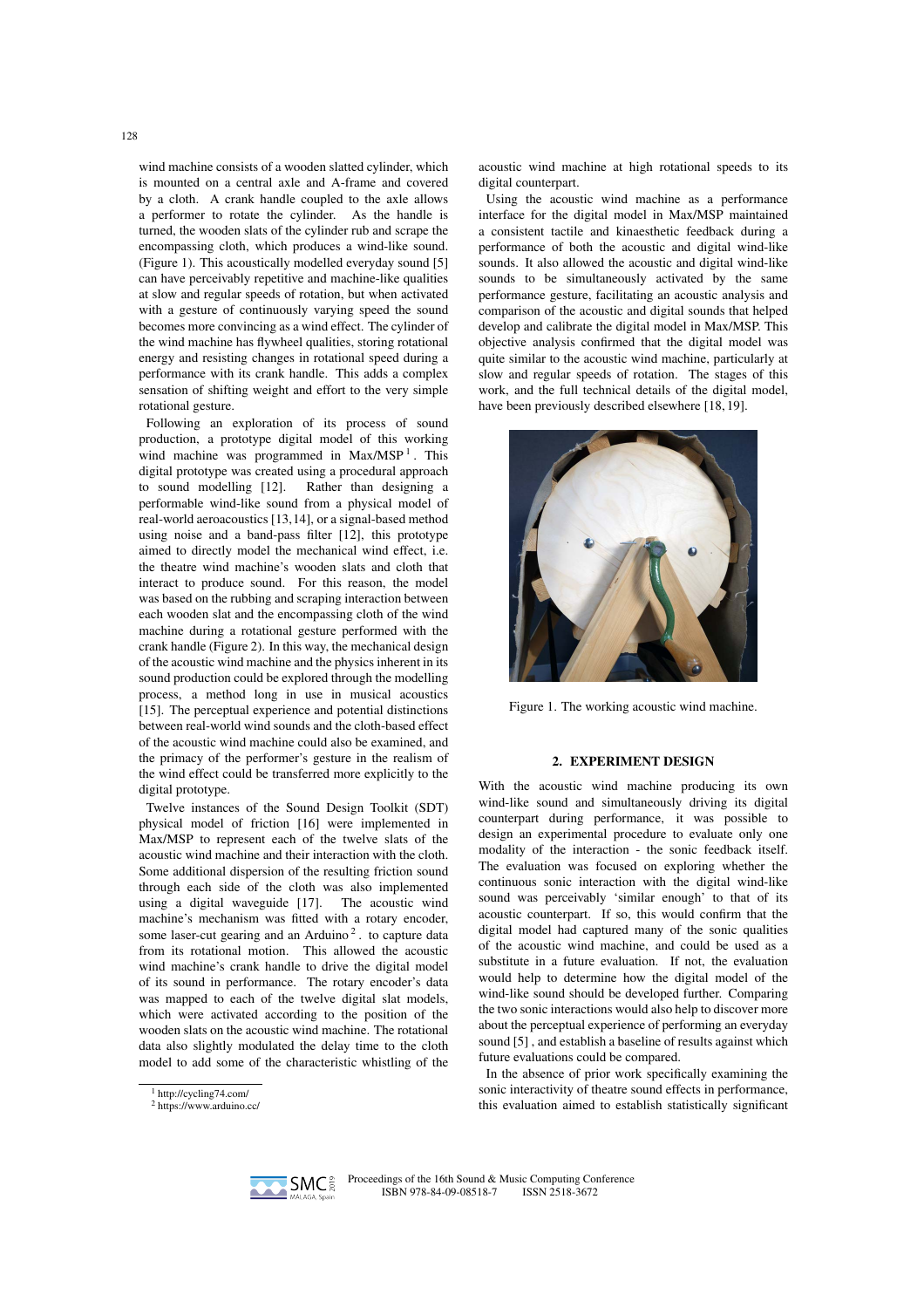wind machine consists of a wooden slatted cylinder, which is mounted on a central axle and A-frame and covered by a cloth. A crank handle coupled to the axle allows a performer to rotate the cylinder. As the handle is turned, the wooden slats of the cylinder rub and scrape the encompassing cloth, which produces a wind-like sound. (Figure 1). This acoustically modelled everyday sound [5] can have perceivably repetitive and machine-like qualities at slow and regular speeds of rotation, but when activated with a gesture of continuously varying speed the sound becomes more convincing as a wind effect. The cylinder of the wind machine has flywheel qualities, storing rotational energy and resisting changes in rotational speed during a performance with its crank handle. This adds a complex sensation of shifting weight and effort to the very simple rotational gesture.

Following an exploration of its process of sound production, a prototype digital model of this working wind machine was programmed in Max/MSP [1]. This digital prototype was created using a procedural approach to sound modelling [12]. Rather than designing a performable wind-like sound from a physical model of real-world aeroacoustics [13,14], or a signal-based method using noise and a band-pass filter [12], this prototype aimed to directly model the mechanical wind effect, i.e. the theatre wind machine's wooden slats and cloth that interact to produce sound. For this reason, the model was based on the rubbing and scraping interaction between each wooden slat and the encompassing cloth of the wind machine during a rotational gesture performed with the crank handle (Figure 2). In this way, the mechanical design of the acoustic wind machine and the physics inherent in its sound production could be explored through the modelling process, a method long in use in musical acoustics [15]. The perceptual experience and potential distinctions between real-world wind sounds and the cloth-based effect of the acoustic wind machine could also be examined, and the primacy of the performer's gesture in the realism of the wind effect could be transferred more explicitly to the digital prototype.

Twelve instances of the Sound Design Toolkit (SDT) physical model of friction [16] were implemented in Max/MSP to represent each of the twelve slats of the acoustic wind machine and their interaction with the cloth. Some additional dispersion of the resulting friction sound through each side of the cloth was also implemented using a digital waveguide [17]. The acoustic wind machine's mechanism was fitted with a rotary encoder, some laser-cut gearing and an Arduino [2]. to capture data from its rotational motion. This allowed the acoustic wind machine's crank handle to drive the digital model of its sound in performance. The rotary encoder's data was mapped to each of the twelve digital slat models, which were activated according to the position of the wooden slats on the acoustic wind machine. The rotational data also slightly modulated the delay time to the cloth model to add some of the characteristic whistling of the acoustic wind machine at high rotational speeds to its digital counterpart.

Using the acoustic wind machine as a performance interface for the digital model in Max/MSP maintained a consistent tactile and kinaesthetic feedback during a performance of both the acoustic and digital wind-like sounds. It also allowed the acoustic and digital wind-like sounds to be simultaneously activated by the same performance gesture, facilitating an acoustic analysis and comparison of the acoustic and digital sounds that helped develop and calibrate the digital model in Max/MSP. This objective analysis confirmed that the digital model was quite similar to the acoustic wind machine, particularly at slow and regular speeds of rotation. The stages of this work, and the full technical details of the digital model, have been previously described elsewhere [18, 19].

Figure 1. The working acoustic wind machine.

## 2. EXPERIMENT DESIGN

With the acoustic wind machine producing its own wind-like sound and simultaneously driving its digital counterpart during performance, it was possible to design an experimental procedure to evaluate only one modality of the interaction - the sonic feedback itself. The evaluation was focused on exploring whether the continuous sonic interaction with the digital wind-like sound was perceivably 'similar enough' to that of its acoustic counterpart. If so, this would confirm that the digital model had captured many of the sonic qualities of the acoustic wind machine, and could be used as a substitute in a future evaluation. If not, the evaluation would help to determine how the digital model of the wind-like sound should be developed further. Comparing the two sonic interactions would also help to discover more about the perceptual experience of performing an everyday sound [5] , and establish a baseline of results against which future evaluations could be compared.

In the absence of prior work specifically examining the sonic interactivity of theatre sound effects in performance, this evaluation aimed to establish statistically significant

[1] http://cycling74.com/
[2] https://www.arduino.cc/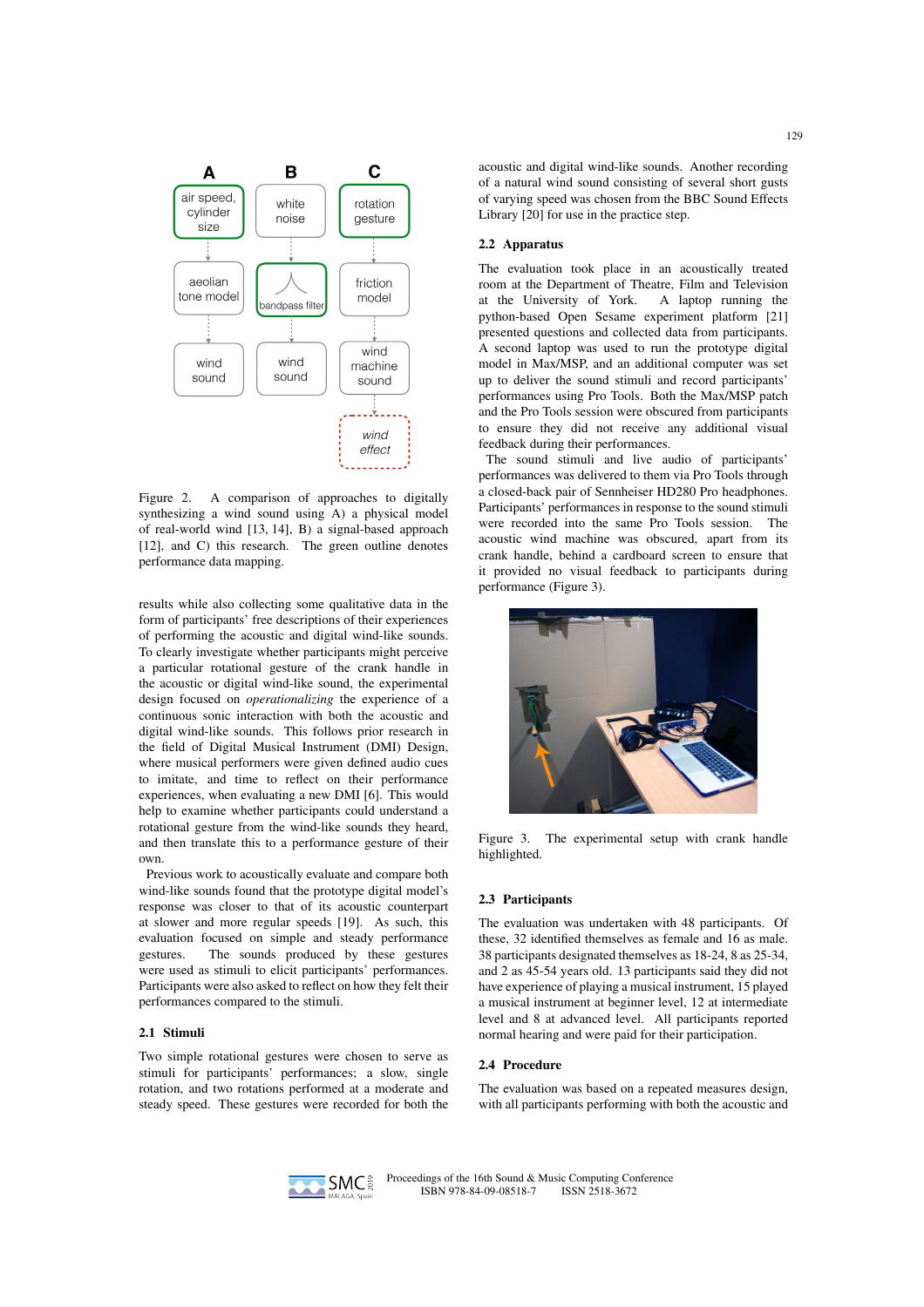Figure 2. A comparison of approaches to digitally synthesizing a wind sound using A) a physical model of real-world wind [13, 14], B) a signal-based approach [12], and C) this research. The green outline denotes performance data mapping.

results while also collecting some qualitative data in the form of participants' free descriptions of their experiences of performing the acoustic and digital wind-like sounds. To clearly investigate whether participants might perceive a particular rotational gesture of the crank handle in the acoustic or digital wind-like sound, the experimental design focused on *operationalizing* the experience of a continuous sonic interaction with both the acoustic and digital wind-like sounds. This follows prior research in the field of Digital Musical Instrument (DMI) Design, where musical performers were given defined audio cues to imitate, and time to reflect on their performance experiences, when evaluating a new DMI [6]. This would help to examine whether participants could understand a rotational gesture from the wind-like sounds they heard, and then translate this to a performance gesture of their own.

Previous work to acoustically evaluate and compare both wind-like sounds found that the prototype digital model's response was closer to that of its acoustic counterpart at slower and more regular speeds [19]. As such, this evaluation focused on simple and steady performance gestures. The sounds produced by these gestures were used as stimuli to elicit participants' performances. Participants were also asked to reflect on how they felt their performances compared to the stimuli.

### 2.1 Stimuli

Two simple rotational gestures were chosen to serve as stimuli for participants' performances; a slow, single rotation, and two rotations performed at a moderate and steady speed. These gestures were recorded for both the acoustic and digital wind-like sounds. Another recording of a natural wind sound consisting of several short gusts of varying speed was chosen from the BBC Sound Effects Library [20] for use in the practice step.

### 2.2 Apparatus

The evaluation took place in an acoustically treated room at the Department of Theatre, Film and Television at the University of York. A laptop running the python-based Open Sesame experiment platform [21] presented questions and collected data from participants. A second laptop was used to run the prototype digital model in Max/MSP, and an additional computer was set up to deliver the sound stimuli and record participants' performances using Pro Tools. Both the Max/MSP patch and the Pro Tools session were obscured from participants to ensure they did not receive any additional visual feedback during their performances.

The sound stimuli and live audio of participants' performances was delivered to them via Pro Tools through a closed-back pair of Sennheiser HD280 Pro headphones. Participants' performances in response to the sound stimuli were recorded into the same Pro Tools session. The acoustic wind machine was obscured, apart from its crank handle, behind a cardboard screen to ensure that it provided no visual feedback to participants during performance (Figure 3).

Figure 3. The experimental setup with crank handle highlighted.

### 2.3 Participants

The evaluation was undertaken with 48 participants. Of these, 32 identified themselves as female and 16 as male. 38 participants designated themselves as 18-24, 8 as 25-34, and 2 as 45-54 years old. 13 participants said they did not have experience of playing a musical instrument, 15 played a musical instrument at beginner level, 12 at intermediate level and 8 at advanced level. All participants reported normal hearing and were paid for their participation.

### 2.4 Procedure

The evaluation was based on a repeated measures design, with all participants performing with both the acoustic and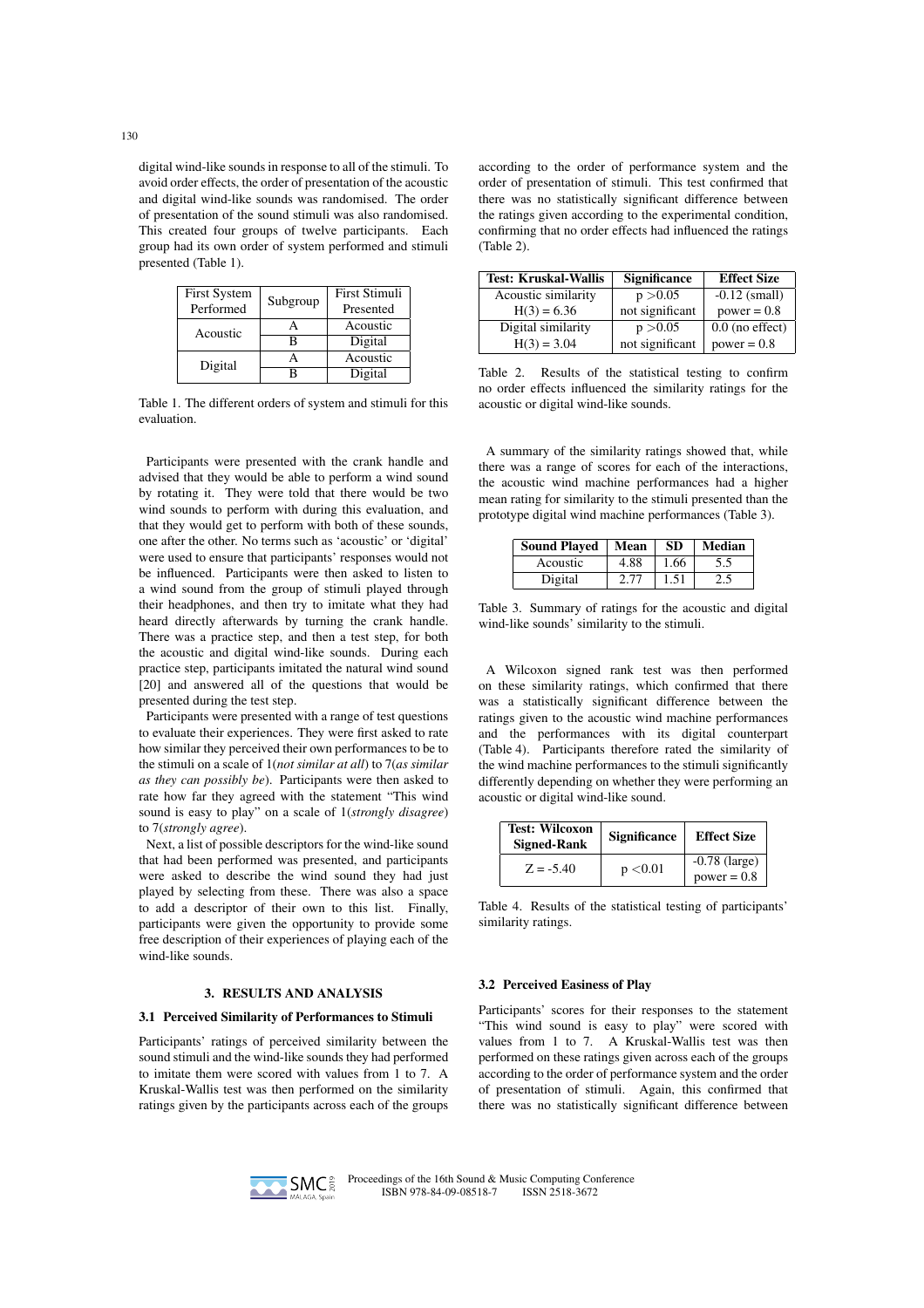digital wind-like sounds in response to all of the stimuli. To avoid order effects, the order of presentation of the acoustic and digital wind-like sounds was randomised. The order of presentation of the sound stimuli was also randomised. This created four groups of twelve participants. Each group had its own order of system performed and stimuli presented (Table 1).

| First System Performed | Subgroup | First Stimuli Presented |
|---|---|---|
| Acoustic | A | Acoustic |
| | B | Digital |
| Digital | A | Acoustic |
| | B | Digital |

Table 1. The different orders of system and stimuli for this evaluation.

Participants were presented with the crank handle and advised that they would be able to perform a wind sound by rotating it. They were told that there would be two wind sounds to perform with during this evaluation, and that they would get to perform with both of these sounds, one after the other. No terms such as 'acoustic' or 'digital' were used to ensure that participants' responses would not be influenced. Participants were then asked to listen to a wind sound from the group of stimuli played through their headphones, and then try to imitate what they had heard directly afterwards by turning the crank handle. There was a practice step, and then a test step, for both the acoustic and digital wind-like sounds. During each practice step, participants imitated the natural wind sound [20] and answered all of the questions that would be presented during the test step.

Participants were presented with a range of test questions to evaluate their experiences. They were first asked to rate how similar they perceived their own performances to be to the stimuli on a scale of 1(*not similar at all*) to 7(*as similar as they can possibly be*). Participants were then asked to rate how far they agreed with the statement "This wind sound is easy to play" on a scale of 1(*strongly disagree*) to 7(*strongly agree*).

Next, a list of possible descriptors for the wind-like sound that had been performed was presented, and participants were asked to describe the wind sound they had just played by selecting from these. There was also a space to add a descriptor of their own to this list. Finally, participants were given the opportunity to provide some free description of their experiences of playing each of the wind-like sounds.

## 3. RESULTS AND ANALYSIS

### 3.1 Perceived Similarity of Performances to Stimuli

Participants' ratings of perceived similarity between the sound stimuli and the wind-like sounds they had performed to imitate them were scored with values from 1 to 7. A Kruskal-Wallis test was then performed on the similarity ratings given by the participants across each of the groups according to the order of performance system and the order of presentation of stimuli. This test confirmed that there was no statistically significant difference between the ratings given according to the experimental condition, confirming that no order effects had influenced the ratings (Table 2).

| Test: Kruskal-Wallis | Significance | Effect Size |
|---|---|---|
| Acoustic similarity $H(3) = 6.36$ | $p > 0.05$ not significant | -0.12 (small) power = 0.8 |
| Digital similarity $H(3) = 3.04$ | $p > 0.05$ not significant | 0.0 (no effect) power = 0.8 |

Table 2. Results of the statistical testing to confirm no order effects influenced the similarity ratings for the acoustic or digital wind-like sounds.

A summary of the similarity ratings showed that, while there was a range of scores for each of the interactions, the acoustic wind machine performances had a higher mean rating for similarity to the stimuli presented than the prototype digital wind machine performances (Table 3).

| Sound Played | Mean | SD | Median |
|---|---|---|---|
| Acoustic | 4.88 | 1.66 | 5.5 |
| Digital | 2.77 | 1.51 | 2.5 |

Table 3. Summary of ratings for the acoustic and digital wind-like sounds' similarity to the stimuli.

A Wilcoxon signed rank test was then performed on these similarity ratings, which confirmed that there was a statistically significant difference between the ratings given to the acoustic wind machine performances and the performances with its digital counterpart (Table 4). Participants therefore rated the similarity of the wind machine performances to the stimuli significantly differently depending on whether they were performing an acoustic or digital wind-like sound.

| Test: Wilcoxon Signed-Rank | Significance | Effect Size |
|---|---|---|
| $Z = -5.40$ | $p < 0.01$ | -0.78 (large) power = 0.8 |

Table 4. Results of the statistical testing of participants' similarity ratings.

### 3.2 Perceived Easiness of Play

Participants' scores for their responses to the statement "This wind sound is easy to play" were scored with values from 1 to 7. A Kruskal-Wallis test was then performed on these ratings given across each of the groups according to the order of performance system and the order of presentation of stimuli. Again, this confirmed that there was no statistically significant difference between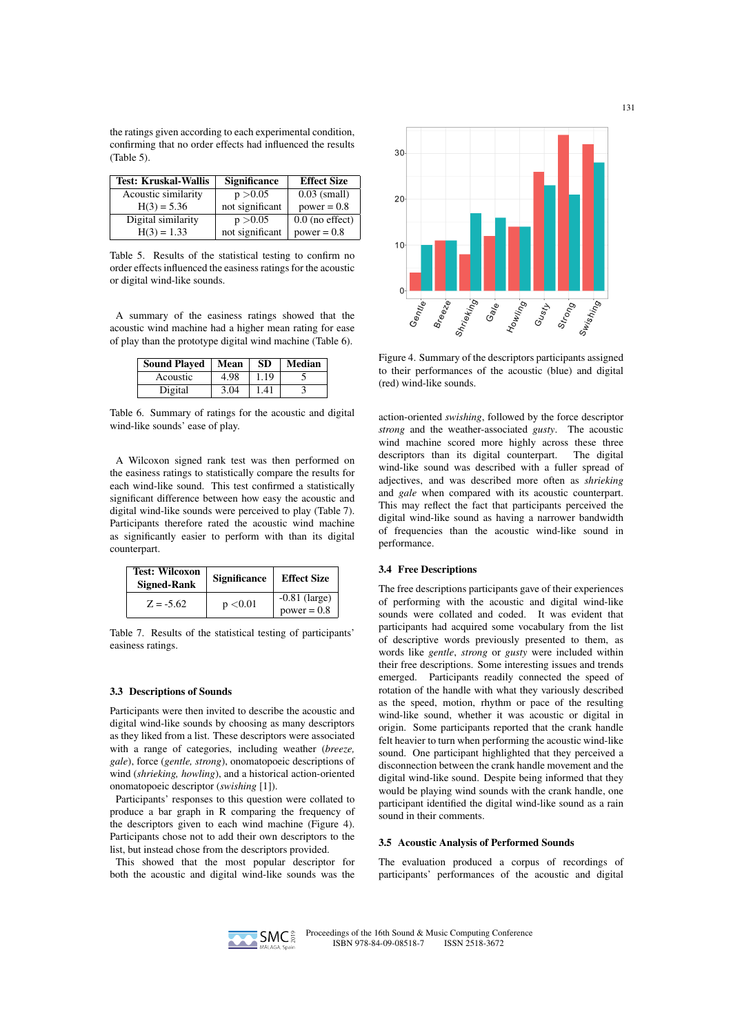the ratings given according to each experimental condition, confirming that no order effects had influenced the results (Table 5).

| Test: Kruskal-Wallis | Significance | Effect Size |
|---|---|---|
| Acoustic similarity $H(3) = 5.36$ | $p > 0.05$ not significant | 0.03 (small) power = 0.8 |
| Digital similarity $H(3) = 1.33$ | $p > 0.05$ not significant | 0.0 (no effect) power = 0.8 |

Table 5. Results of the statistical testing to confirm no order effects influenced the easiness ratings for the acoustic or digital wind-like sounds.

A summary of the easiness ratings showed that the acoustic wind machine had a higher mean rating for ease of play than the prototype digital wind machine (Table 6).

| Sound Played | Mean | SD | Median |
|---|---|---|---|
| Acoustic | 4.98 | 1.19 | 5 |
| Digital | 3.04 | 1.41 | 3 |

Table 6. Summary of ratings for the acoustic and digital wind-like sounds' ease of play.

A Wilcoxon signed rank test was then performed on the easiness ratings to statistically compare the results for each wind-like sound. This test confirmed a statistically significant difference between how easy the acoustic and digital wind-like sounds were perceived to play (Table 7). Participants therefore rated the acoustic wind machine as significantly easier to perform with than its digital counterpart.

| Test: Wilcoxon Signed-Rank | Significance | Effect Size |
|---|---|---|
| $Z = -5.62$ | $p < 0.01$ | -0.81 (large) power = 0.8 |

Table 7. Results of the statistical testing of participants' easiness ratings.

### 3.3 Descriptions of Sounds

Participants were then invited to describe the acoustic and digital wind-like sounds by choosing as many descriptors as they liked from a list. These descriptors were associated with a range of categories, including weather (*breeze, gale*), force (*gentle, strong*), onomatopoeic descriptions of wind (*shrieking, howling*), and a historical action-oriented onomatopoeic descriptor (*swishing* [1]).

Participants' responses to this question were collated to produce a bar graph in R comparing the frequency of the descriptors given to each wind machine (Figure 4). Participants chose not to add their own descriptors to the list, but instead chose from the descriptors provided.

This showed that the most popular descriptor for both the acoustic and digital wind-like sounds was the action-oriented *swishing*, followed by the force descriptor *strong* and the weather-associated *gusty*. The acoustic wind machine scored more highly across these three descriptors than its digital counterpart. The digital wind-like sound was described with a fuller spread of adjectives, and was described more often as *shrieking* and *gale* when compared with its acoustic counterpart. This may reflect the fact that participants perceived the digital wind-like sound as having a narrower bandwidth of frequencies than the acoustic wind-like sound in performance.

Figure 4. Summary of the descriptors participants assigned to their performances of the acoustic (blue) and digital (red) wind-like sounds.

### 3.4 Free Descriptions

The free descriptions participants gave of their experiences of performing with the acoustic and digital wind-like sounds were collated and coded. It was evident that participants had acquired some vocabulary from the list of descriptive words previously presented to them, as words like *gentle*, *strong* or *gusty* were included within their free descriptions. Some interesting issues and trends emerged. Participants readily connected the speed of rotation of the handle with what they variously described as the speed, motion, rhythm or pace of the resulting wind-like sound, whether it was acoustic or digital in origin. Some participants reported that the crank handle felt heavier to turn when performing the acoustic wind-like sound. One participant highlighted that they perceived a disconnection between the crank handle movement and the digital wind-like sound. Despite being informed that they would be playing wind sounds with the crank handle, one participant identified the digital wind-like sound as a rain sound in their comments.

### 3.5 Acoustic Analysis of Performed Sounds

The evaluation produced a corpus of recordings of participants' performances of the acoustic and digital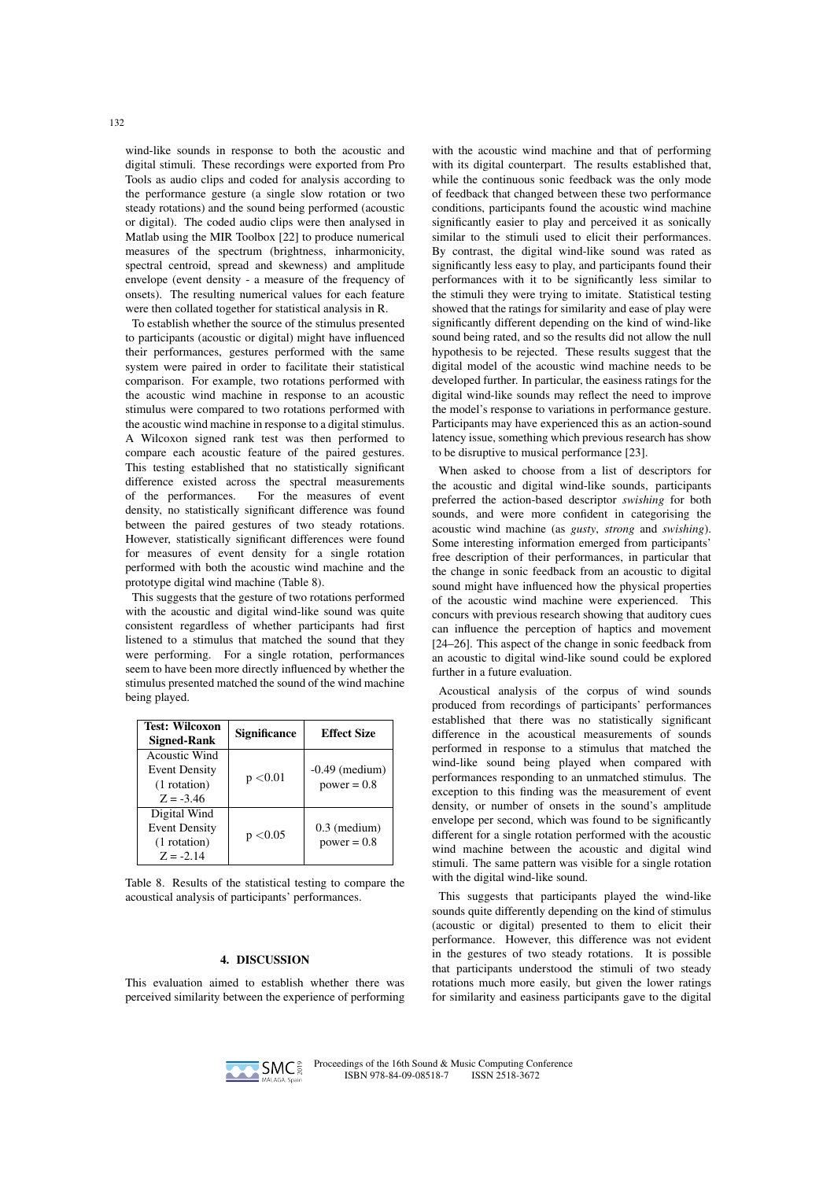wind-like sounds in response to both the acoustic and digital stimuli. These recordings were exported from Pro Tools as audio clips and coded for analysis according to the performance gesture (a single slow rotation or two steady rotations) and the sound being performed (acoustic or digital). The coded audio clips were then analysed in Matlab using the MIR Toolbox [22] to produce numerical measures of the spectrum (brightness, inharmonicity, spectral centroid, spread and skewness) and amplitude envelope (event density - a measure of the frequency of onsets). The resulting numerical values for each feature were then collated together for statistical analysis in R.

To establish whether the source of the stimulus presented to participants (acoustic or digital) might have influenced their performances, gestures performed with the same system were paired in order to facilitate their statistical comparison. For example, two rotations performed with the acoustic wind machine in response to an acoustic stimulus were compared to two rotations performed with the acoustic wind machine in response to a digital stimulus. A Wilcoxon signed rank test was then performed to compare each acoustic feature of the paired gestures. This testing established that no statistically significant difference existed across the spectral measurements of the performances. For the measures of event density, no statistically significant difference was found between the paired gestures of two steady rotations. However, statistically significant differences were found for measures of event density for a single rotation performed with both the acoustic wind machine and the prototype digital wind machine (Table 8).

This suggests that the gesture of two rotations performed with the acoustic and digital wind-like sound was quite consistent regardless of whether participants had first listened to a stimulus that matched the sound that they were performing. For a single rotation, performances seem to have been more directly influenced by whether the stimulus presented matched the sound of the wind machine being played.

| Test: Wilcoxon Signed-Rank | Significance | Effect Size |
|---|---|---|
| Acoustic Wind Event Density (1 rotation) $Z = -3.46$ | $p < 0.01$ | -0.49 (medium) power = 0.8 |
| Digital Wind Event Density (1 rotation) $Z = -2.14$ | $p < 0.05$ | 0.3 (medium) power = 0.8 |

Table 8. Results of the statistical testing to compare the acoustical analysis of participants' performances.

## 4. DISCUSSION

This evaluation aimed to establish whether there was perceived similarity between the experience of performing with the acoustic wind machine and that of performing with its digital counterpart. The results established that, while the continuous sonic feedback was the only mode of feedback that changed between these two performance conditions, participants found the acoustic wind machine significantly easier to play and perceived it as sonically similar to the stimuli used to elicit their performances. By contrast, the digital wind-like sound was rated as significantly less easy to play, and participants found their performances with it to be significantly less similar to the stimuli they were trying to imitate. Statistical testing showed that the ratings for similarity and ease of play were significantly different depending on the kind of wind-like sound being rated, and so the results did not allow the null hypothesis to be rejected. These results suggest that the digital model of the acoustic wind machine needs to be developed further. In particular, the easiness ratings for the digital wind-like sounds may reflect the need to improve the model's response to variations in performance gesture. Participants may have experienced this as an action-sound latency issue, something which previous research has show to be disruptive to musical performance [23].

When asked to choose from a list of descriptors for the acoustic and digital wind-like sounds, participants preferred the action-based descriptor *swishing* for both sounds, and were more confident in categorising the acoustic wind machine (as *gusty*, *strong* and *swishing*). Some interesting information emerged from participants' free description of their performances, in particular that the change in sonic feedback from an acoustic to digital sound might have influenced how the physical properties of the acoustic wind machine were experienced. This concurs with previous research showing that auditory cues can influence the perception of haptics and movement [24–26]. This aspect of the change in sonic feedback from an acoustic to digital wind-like sound could be explored further in a future evaluation.

Acoustical analysis of the corpus of wind sounds produced from recordings of participants' performances established that there was no statistically significant difference in the acoustical measurements of sounds performed in response to a stimulus that matched the wind-like sound being played when compared with performances responding to an unmatched stimulus. The exception to this finding was the measurement of event density, or number of onsets in the sound's amplitude envelope per second, which was found to be significantly different for a single rotation performed with the acoustic wind machine between the acoustic and digital wind stimuli. The same pattern was visible for a single rotation with the digital wind-like sound.

This suggests that participants played the wind-like sounds quite differently depending on the kind of stimulus (acoustic or digital) presented to them to elicit their performance. However, this difference was not evident in the gestures of two steady rotations. It is possible that participants understood the stimuli of two steady rotations much more easily, but given the lower ratings for similarity and easiness participants gave to the digital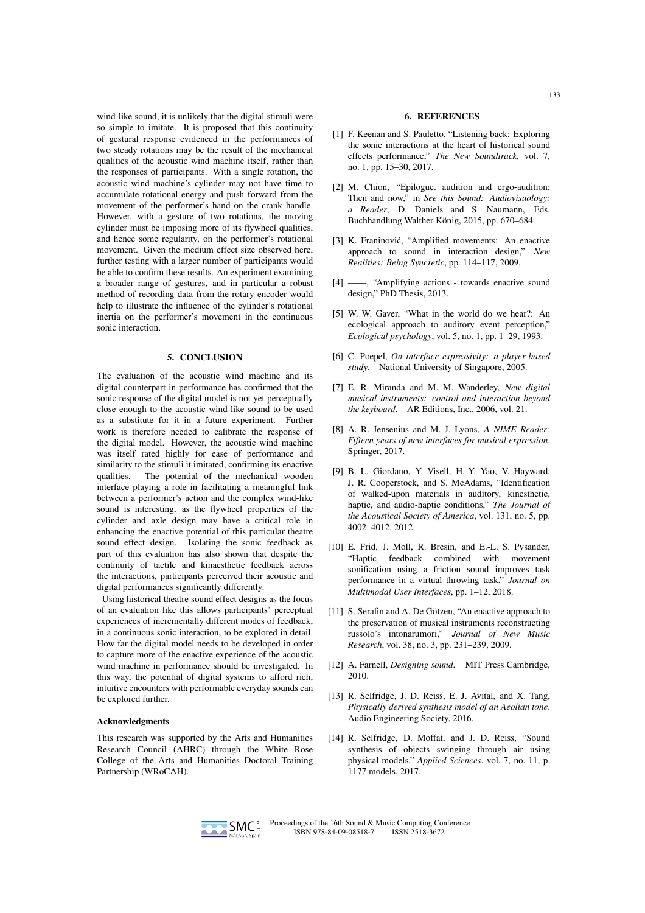wind-like sound, it is unlikely that the digital stimuli were so simple to imitate. It is proposed that this continuity of gestural response evidenced in the performances of two steady rotations may be the result of the mechanical qualities of the acoustic wind machine itself, rather than the responses of participants. With a single rotation, the acoustic wind machine's cylinder may not have time to accumulate rotational energy and push forward from the movement of the performer's hand on the crank handle. However, with a gesture of two rotations, the moving cylinder must be imposing more of its flywheel qualities, and hence some regularity, on the performer's rotational movement. Given the medium effect size observed here, further testing with a larger number of participants would be able to confirm these results. An experiment examining a broader range of gestures, and in particular a robust method of recording data from the rotary encoder would help to illustrate the influence of the cylinder's rotational inertia on the performer's movement in the continuous sonic interaction.

## 5. CONCLUSION

The evaluation of the acoustic wind machine and its digital counterpart in performance has confirmed that the sonic response of the digital model is not yet perceptually close enough to the acoustic wind-like sound to be used as a substitute for it in a future experiment. Further work is therefore needed to calibrate the response of the digital model. However, the acoustic wind machine was itself rated highly for ease of performance and similarity to the stimuli it imitated, confirming its enactive qualities. The potential of the mechanical wooden interface playing a role in facilitating a meaningful link between a performer's action and the complex wind-like sound is interesting, as the flywheel properties of the cylinder and axle design may have a critical role in enhancing the enactive potential of this particular theatre sound effect design. Isolating the sonic feedback as part of this evaluation has also shown that despite the continuity of tactile and kinaesthetic feedback across the interactions, participants perceived their acoustic and digital performances significantly differently.

Using historical theatre sound effect designs as the focus of an evaluation like this allows participants' perceptual experiences of incrementally different modes of feedback, in a continuous sonic interaction, to be explored in detail. How far the digital model needs to be developed in order to capture more of the enactive experience of the acoustic wind machine in performance should be investigated. In this way, the potential of digital systems to afford rich, intuitive encounters with performable everyday sounds can be explored further.

### Acknowledgments

This research was supported by the Arts and Humanities Research Council (AHRC) through the White Rose College of the Arts and Humanities Doctoral Training Partnership (WRoCAH).

## 6. REFERENCES

[1] F. Keenan and S. Pauletto, "Listening back: Exploring the sonic interactions at the heart of historical sound effects performance," *The New Soundtrack*, vol. 7, no. 1, pp. 15–30, 2017.

[2] M. Chion, "Epilogue. audition and ergo-audition: Then and now," in *See this Sound: Audiovisuology: a Reader*, D. Daniels and S. Naumann, Eds. Buchhandlung Walther König, 2015, pp. 670–684.

[3] K. Franinović, "Amplified movements: An enactive approach to sound in interaction design," *New Realities: Being Syncretic*, pp. 114–117, 2009.

[4] ——, "Amplifying actions - towards enactive sound design," PhD Thesis, 2013.

[5] W. W. Gaver, "What in the world do we hear?: An ecological approach to auditory event perception," *Ecological psychology*, vol. 5, no. 1, pp. 1–29, 1993.

[6] C. Poepel, *On interface expressivity: a player-based study*. National University of Singapore, 2005.

[7] E. R. Miranda and M. M. Wanderley, *New digital musical instruments: control and interaction beyond the keyboard*. AR Editions, Inc., 2006, vol. 21.

[8] A. R. Jensenius and M. J. Lyons, *A NIME Reader: Fifteen years of new interfaces for musical expression*. Springer, 2017.

[9] B. L. Giordano, Y. Visell, H.-Y. Yao, V. Hayward, J. R. Cooperstock, and S. McAdams, "Identification of walked-upon materials in auditory, kinesthetic, haptic, and audio-haptic conditions," *The Journal of the Acoustical Society of America*, vol. 131, no. 5, pp. 4002–4012, 2012.

[10] E. Frid, J. Moll, R. Bresin, and E.-L. S. Pysander, "Haptic feedback combined with movement sonification using a friction sound improves task performance in a virtual throwing task," *Journal on Multimodal User Interfaces*, pp. 1–12, 2018.

[11] S. Serafin and A. De Götzen, "An enactive approach to the preservation of musical instruments reconstructing russolo's intonarumori," *Journal of New Music Research*, vol. 38, no. 3, pp. 231–239, 2009.

[12] A. Farnell, *Designing sound*. MIT Press Cambridge, 2010.

[13] R. Selfridge, J. D. Reiss, E. J. Avital, and X. Tang, *Physically derived synthesis model of an Aeolian tone*. Audio Engineering Society, 2016.

[14] R. Selfridge, D. Moffat, and J. D. Reiss, "Sound synthesis of objects swinging through air using physical models," *Applied Sciences*, vol. 7, no. 11, p. 1177 models, 2017.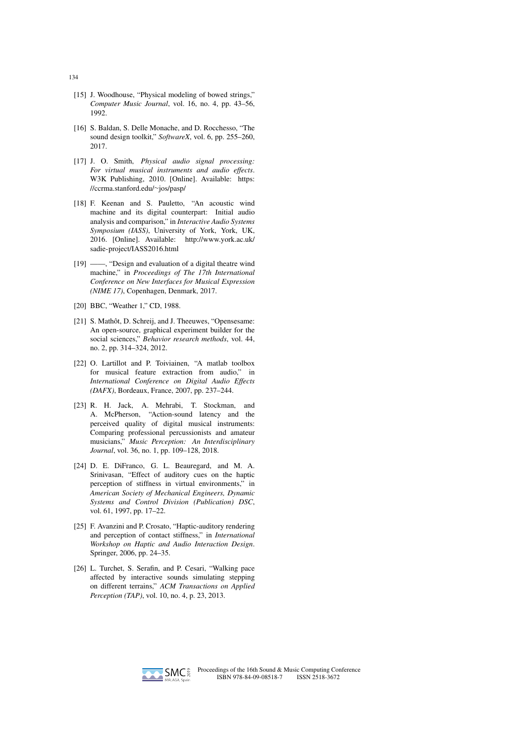[15] J. Woodhouse, "Physical modeling of bowed strings," *Computer Music Journal*, vol. 16, no. 4, pp. 43–56, 1992.

[16] S. Baldan, S. Delle Monache, and D. Rocchesso, "The sound design toolkit," *SoftwareX*, vol. 6, pp. 255–260, 2017.

[17] J. O. Smith, *Physical audio signal processing: For virtual musical instruments and audio effects*. W3K Publishing, 2010. [Online]. Available: https://ccrma.stanford.edu/~jos/pasp/

[18] F. Keenan and S. Pauletto, "An acoustic wind machine and its digital counterpart: Initial audio analysis and comparison," in *Interactive Audio Systems Symposium (IASS)*, University of York, York, UK, 2016. [Online]. Available: http://www.york.ac.uk/sadie-project/IASS2016.html

[19] ——, "Design and evaluation of a digital theatre wind machine," in *Proceedings of The 17th International Conference on New Interfaces for Musical Expression (NIME 17)*, Copenhagen, Denmark, 2017.

[20] BBC, "Weather 1," CD, 1988.

[21] S. Mathôt, D. Schreij, and J. Theeuwes, "Opensesame: An open-source, graphical experiment builder for the social sciences," *Behavior research methods*, vol. 44, no. 2, pp. 314–324, 2012.

[22] O. Lartillot and P. Toiviainen, "A matlab toolbox for musical feature extraction from audio," in *International Conference on Digital Audio Effects (DAFX)*, Bordeaux, France, 2007, pp. 237–244.

[23] R. H. Jack, A. Mehrabi, T. Stockman, and A. McPherson, "Action-sound latency and the perceived quality of digital musical instruments: Comparing professional percussionists and amateur musicians," *Music Perception: An Interdisciplinary Journal*, vol. 36, no. 1, pp. 109–128, 2018.

[24] D. E. DiFranco, G. L. Beauregard, and M. A. Srinivasan, "Effect of auditory cues on the haptic perception of stiffness in virtual environments," in *American Society of Mechanical Engineers, Dynamic Systems and Control Division (Publication) DSC*, vol. 61, 1997, pp. 17–22.

[25] F. Avanzini and P. Crosato, "Haptic-auditory rendering and perception of contact stiffness," in *International Workshop on Haptic and Audio Interaction Design*. Springer, 2006, pp. 24–35.

[26] L. Turchet, S. Serafin, and P. Cesari, "Walking pace affected by interactive sounds simulating stepping on different terrains," *ACM Transactions on Applied Perception (TAP)*, vol. 10, no. 4, p. 23, 2013.